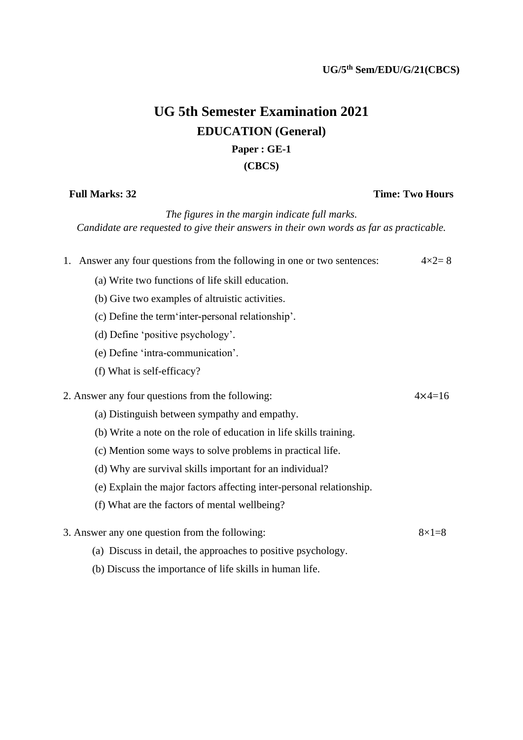UG/5th Sem/EDU/G/21(CBCS)

# UG 5th Semester Examination 2021

## EDUCATION (General)

### Paper : GE-1

### (CBCS)

**Full Marks: 32** **Time: Two Hours**

*The figures in the margin indicate full marks.*
*Candidate are requested to give their answers in their own words as far as practicable.*

1. Answer any four questions from the following in one or two sentences: 4×2= 8

   (a) Write two functions of life skill education.

   (b) Give two examples of altruistic activities.

   (c) Define the term‘inter-personal relationship’.

   (d) Define ‘positive psychology’.

   (e) Define ‘intra-communication’.

   (f) What is self-efficacy?

2. Answer any four questions from the following: 4×4=16

   (a) Distinguish between sympathy and empathy.

   (b) Write a note on the role of education in life skills training.

   (c) Mention some ways to solve problems in practical life.

   (d) Why are survival skills important for an individual?

   (e) Explain the major factors affecting inter-personal relationship.

   (f) What are the factors of mental wellbeing?

3. Answer any one question from the following: 8×1=8

   (a) Discuss in detail, the approaches to positive psychology.

   (b) Discuss the importance of life skills in human life.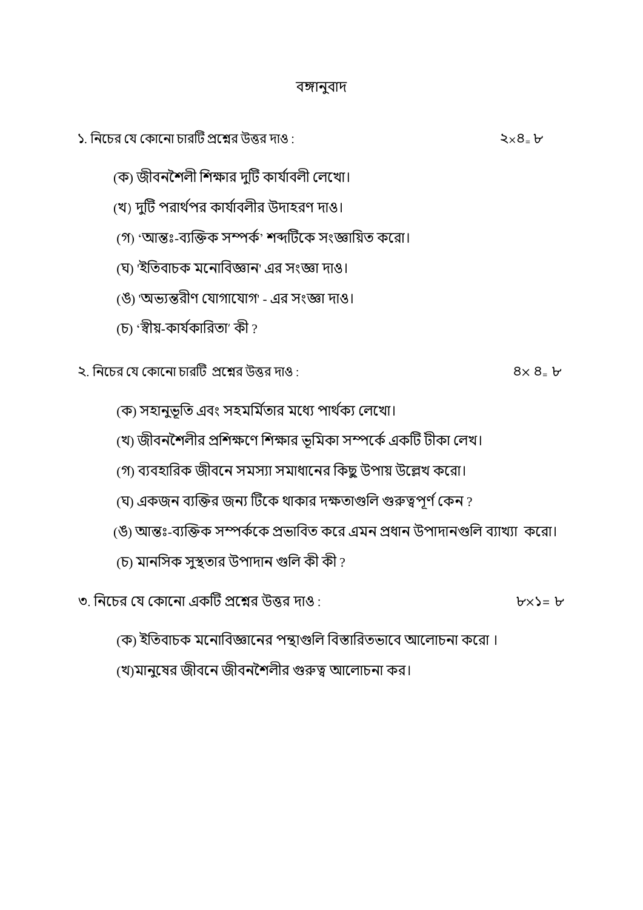# বঙ্গানুবাদ

১. নিচের যে কোনো চারটি প্রশ্নের উত্তর দাও : ২×৪= ৮

(ক) জীবনশৈলী শিক্ষার দুটি কার্যাবলী লেখো।

(খ) দুটি পরার্থপর কার্যাবলীর উদাহরণ দাও।

(গ) 'আন্তঃ-ব্যক্তিক সম্পর্ক' শব্দটিকে সংজ্ঞায়িত করো।

(ঘ) 'ইতিবাচক মনোবিজ্ঞান' এর সংজ্ঞা দাও।

(ঙ) 'অভ্যন্তরীণ যোগাযোগ' - এর সংজ্ঞা দাও।

(চ) 'স্বীয়-কার্যকারিতা' কী ?

২. নিচের যে কোনো চারটি প্রশ্নের উত্তর দাও : ৪× ৪= ৮

(ক) সহানুভূতি এবং সহমর্মিতার মধ্যে পার্থক্য লেখো।

(খ) জীবনশৈলীর প্রশিক্ষণে শিক্ষার ভূমিকা সম্পর্কে একটি টীকা লেখ।

(গ) ব্যবহারিক জীবনে সমস্যা সমাধানের কিছু উপায় উল্লেখ করো।

(ঘ) একজন ব্যক্তির জন্য টিকে থাকার দক্ষতাগুলি গুরুত্বপূর্ণ কেন ?

(ঙ) আন্তঃ-ব্যক্তিক সম্পর্ককে প্রভাবিত করে এমন প্রধান উপাদানগুলি ব্যাখ্যা করো।

(চ) মানসিক সুস্থতার উপাদান গুলি কী কী ?

৩. নিচের যে কোনো একটি প্রশ্নের উত্তর দাও : ৮×১= ৮

(ক) ইতিবাচক মনোবিজ্ঞানের পন্থাগুলি বিস্তারিতভাবে আলোচনা করো ।

(খ)মানুষের জীবনে জীবনশৈলীর গুরুত্ব আলোচনা কর।